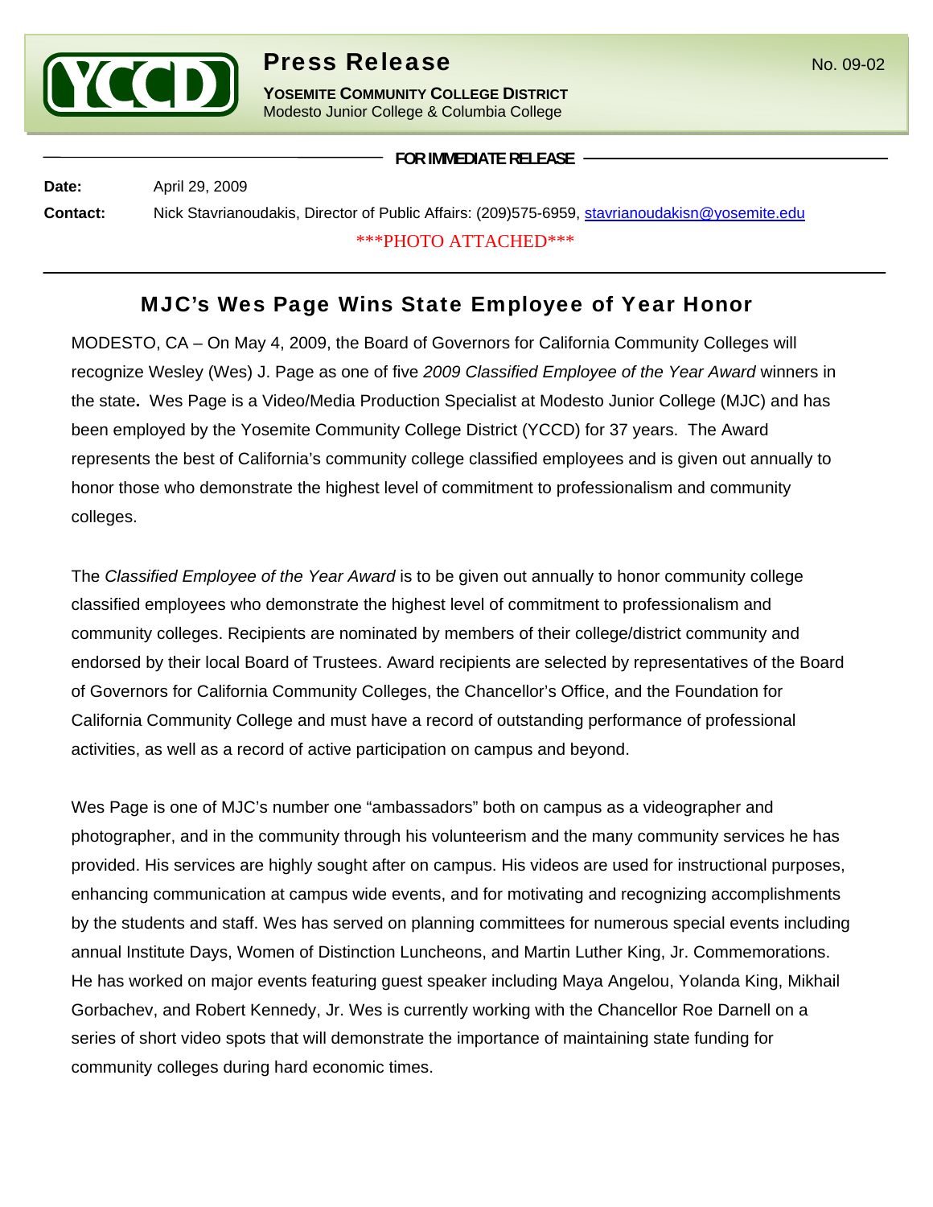YCCD

# Press Release

No. 09-02

**YOSEMITE COMMUNITY COLLEGE DISTRICT**
Modesto Junior College & Columbia College

**FOR IMMEDIATE RELEASE**

**Date:** April 29, 2009

**Contact:** Nick Stavrianoudakis, Director of Public Affairs: (209)575-6959, stavrianoudakisn@yosemite.edu

\*\*\*PHOTO ATTACHED\*\*\*

## MJC's Wes Page Wins State Employee of Year Honor

MODESTO, CA – On May 4, 2009, the Board of Governors for California Community Colleges will recognize Wesley (Wes) J. Page as one of five *2009 Classified Employee of the Year Award* winners in the state**.** Wes Page is a Video/Media Production Specialist at Modesto Junior College (MJC) and has been employed by the Yosemite Community College District (YCCD) for 37 years. The Award represents the best of California's community college classified employees and is given out annually to honor those who demonstrate the highest level of commitment to professionalism and community colleges.

The *Classified Employee of the Year Award* is to be given out annually to honor community college classified employees who demonstrate the highest level of commitment to professionalism and community colleges. Recipients are nominated by members of their college/district community and endorsed by their local Board of Trustees. Award recipients are selected by representatives of the Board of Governors for California Community Colleges, the Chancellor's Office, and the Foundation for California Community College and must have a record of outstanding performance of professional activities, as well as a record of active participation on campus and beyond.

Wes Page is one of MJC's number one "ambassadors" both on campus as a videographer and photographer, and in the community through his volunteerism and the many community services he has provided. His services are highly sought after on campus. His videos are used for instructional purposes, enhancing communication at campus wide events, and for motivating and recognizing accomplishments by the students and staff. Wes has served on planning committees for numerous special events including annual Institute Days, Women of Distinction Luncheons, and Martin Luther King, Jr. Commemorations. He has worked on major events featuring guest speaker including Maya Angelou, Yolanda King, Mikhail Gorbachev, and Robert Kennedy, Jr. Wes is currently working with the Chancellor Roe Darnell on a series of short video spots that will demonstrate the importance of maintaining state funding for community colleges during hard economic times.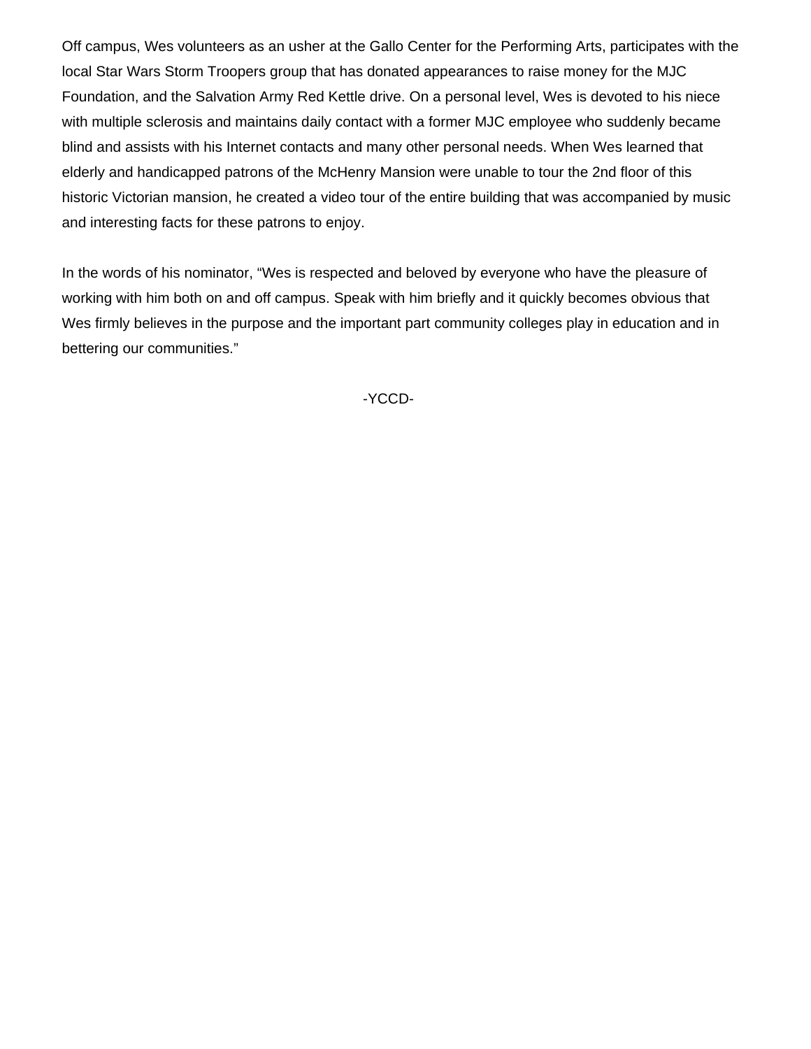Off campus, Wes volunteers as an usher at the Gallo Center for the Performing Arts, participates with the local Star Wars Storm Troopers group that has donated appearances to raise money for the MJC Foundation, and the Salvation Army Red Kettle drive. On a personal level, Wes is devoted to his niece with multiple sclerosis and maintains daily contact with a former MJC employee who suddenly became blind and assists with his Internet contacts and many other personal needs. When Wes learned that elderly and handicapped patrons of the McHenry Mansion were unable to tour the 2nd floor of this historic Victorian mansion, he created a video tour of the entire building that was accompanied by music and interesting facts for these patrons to enjoy.

In the words of his nominator, “Wes is respected and beloved by everyone who have the pleasure of working with him both on and off campus. Speak with him briefly and it quickly becomes obvious that Wes firmly believes in the purpose and the important part community colleges play in education and in bettering our communities.”

-YCCD-